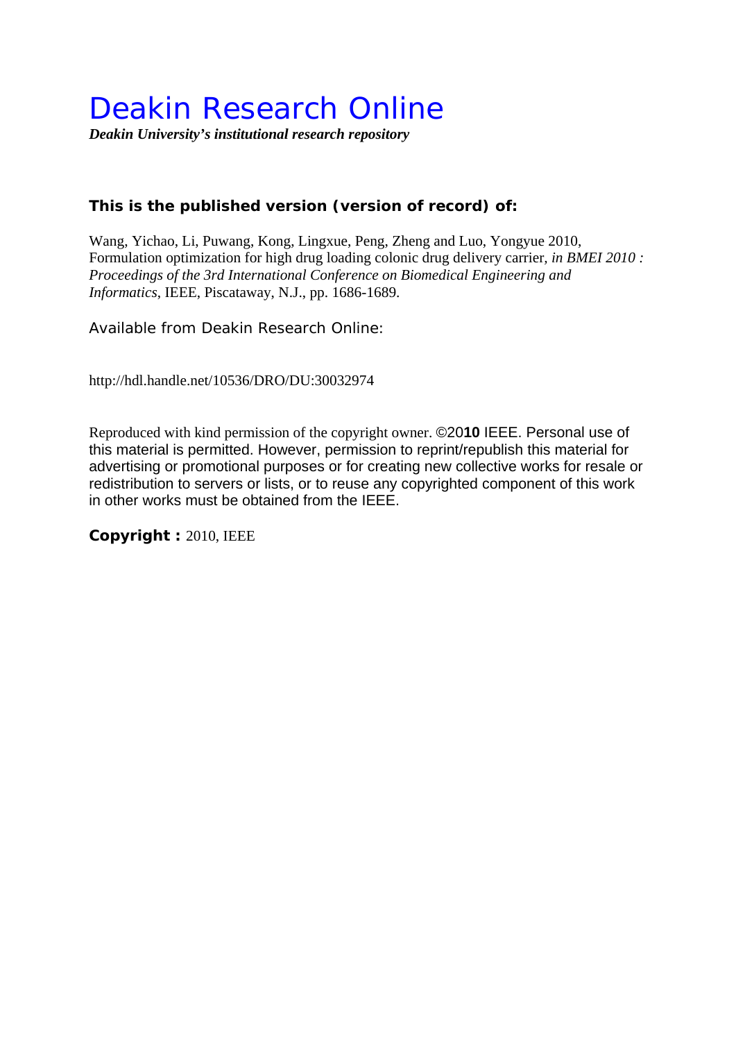# Deakin Research Online

***Deakin University's institutional research repository***

**This is the published version (version of record) of:**

Wang, Yichao, Li, Puwang, Kong, Lingxue, Peng, Zheng and Luo, Yongyue 2010, Formulation optimization for high drug loading colonic drug delivery carrier, *in BMEI 2010 : Proceedings of the 3rd International Conference on Biomedical Engineering and Informatics*, IEEE, Piscataway, N.J., pp. 1686-1689.

Available from Deakin Research Online:

http://hdl.handle.net/10536/DRO/DU:30032974

Reproduced with kind permission of the copyright owner. ©20**10** IEEE. Personal use of this material is permitted. However, permission to reprint/republish this material for advertising or promotional purposes or for creating new collective works for resale or redistribution to servers or lists, or to reuse any copyrighted component of this work in other works must be obtained from the IEEE.

**Copyright :** 2010, IEEE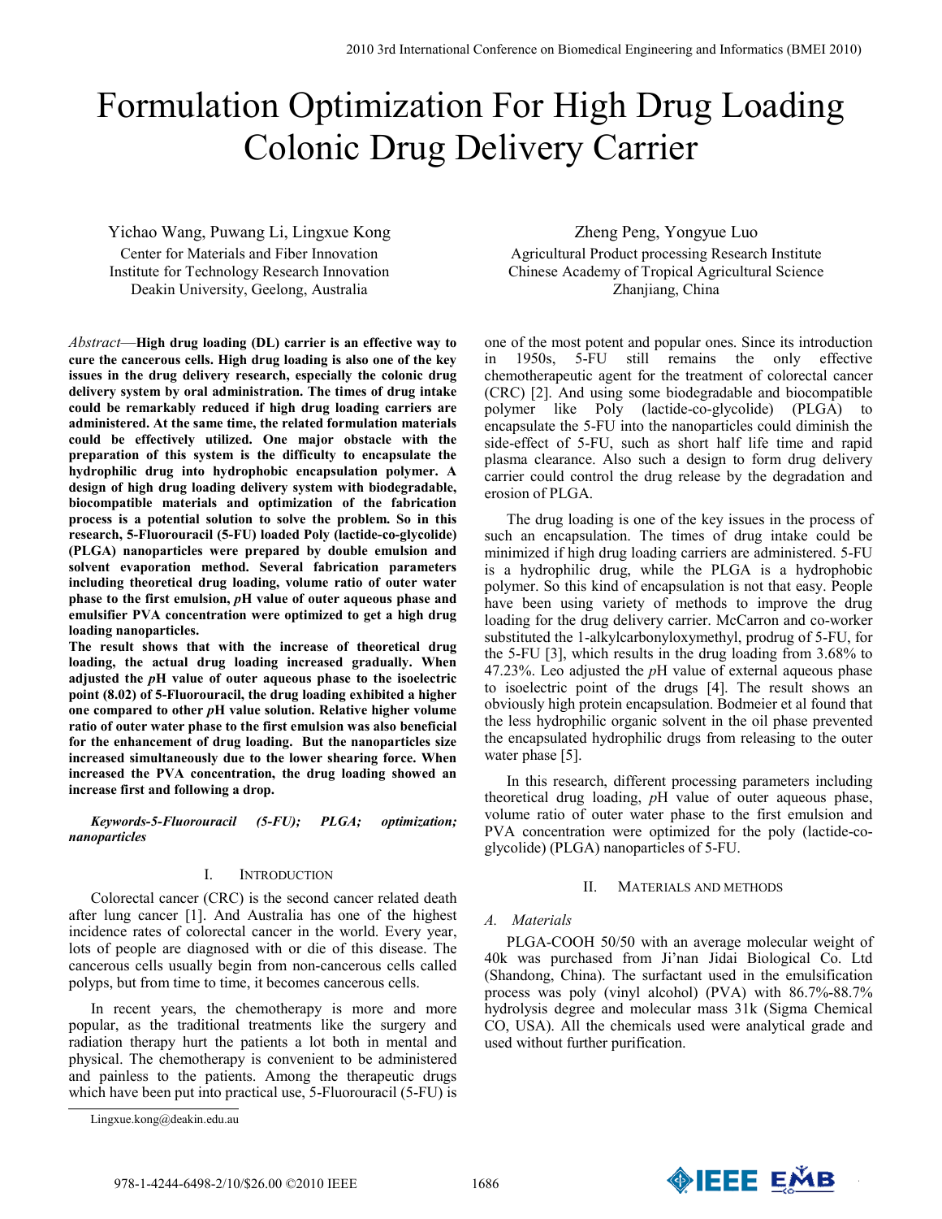# Formulation Optimization For High Drug Loading Colonic Drug Delivery Carrier

Yichao Wang, Puwang Li, Lingxue Kong
Center for Materials and Fiber Innovation
Institute for Technology Research Innovation
Deakin University, Geelong, Australia

Zheng Peng, Yongyue Luo
Agricultural Product processing Research Institute
Chinese Academy of Tropical Agricultural Science
Zhanjiang, China

*Abstract*—**High drug loading (DL) carrier is an effective way to cure the cancerous cells. High drug loading is also one of the key issues in the drug delivery research, especially the colonic drug delivery system by oral administration. The times of drug intake could be remarkably reduced if high drug loading carriers are administered. At the same time, the related formulation materials could be effectively utilized. One major obstacle with the preparation of this system is the difficulty to encapsulate the hydrophilic drug into hydrophobic encapsulation polymer. A design of high drug loading delivery system with biodegradable, biocompatible materials and optimization of the fabrication process is a potential solution to solve the problem. So in this research, 5-Fluorouracil (5-FU) loaded Poly (lactide-co-glycolide) (PLGA) nanoparticles were prepared by double emulsion and solvent evaporation method. Several fabrication parameters including theoretical drug loading, volume ratio of outer water phase to the first emulsion, *p*H value of outer aqueous phase and emulsifier PVA concentration were optimized to get a high drug loading nanoparticles.**

**The result shows that with the increase of theoretical drug loading, the actual drug loading increased gradually. When adjusted the *p*H value of outer aqueous phase to the isoelectric point (8.02) of 5-Fluorouracil, the drug loading exhibited a higher one compared to other *p*H value solution. Relative higher volume ratio of outer water phase to the first emulsion was also beneficial for the enhancement of drug loading. But the nanoparticles size increased simultaneously due to the lower shearing force. When increased the PVA concentration, the drug loading showed an increase first and following a drop.**

***Keywords-5-Fluorouracil (5-FU); PLGA; optimization; nanoparticles***

## I. Introduction

Colorectal cancer (CRC) is the second cancer related death after lung cancer [1]. And Australia has one of the highest incidence rates of colorectal cancer in the world. Every year, lots of people are diagnosed with or die of this disease. The cancerous cells usually begin from non-cancerous cells called polyps, but from time to time, it becomes cancerous cells.

In recent years, the chemotherapy is more and more popular, as the traditional treatments like the surgery and radiation therapy hurt the patients a lot both in mental and physical. The chemotherapy is convenient to be administered and painless to the patients. Among the therapeutic drugs which have been put into practical use, 5-Fluorouracil (5-FU) is one of the most potent and popular ones. Since its introduction in 1950s, 5-FU still remains the only effective chemotherapeutic agent for the treatment of colorectal cancer (CRC) [2]. And using some biodegradable and biocompatible polymer like Poly (lactide-co-glycolide) (PLGA) to encapsulate the 5-FU into the nanoparticles could diminish the side-effect of 5-FU, such as short half life time and rapid plasma clearance. Also such a design to form drug delivery carrier could control the drug release by the degradation and erosion of PLGA.

The drug loading is one of the key issues in the process of such an encapsulation. The times of drug intake could be minimized if high drug loading carriers are administered. 5-FU is a hydrophilic drug, while the PLGA is a hydrophobic polymer. So this kind of encapsulation is not that easy. People have been using variety of methods to improve the drug loading for the drug delivery carrier. McCarron and co-worker substituted the 1-alkylcarbonyloxymethyl, prodrug of 5-FU, for the 5-FU [3], which results in the drug loading from 3.68% to 47.23%. Leo adjusted the *p*H value of external aqueous phase to isoelectric point of the drugs [4]. The result shows an obviously high protein encapsulation. Bodmeier et al found that the less hydrophilic organic solvent in the oil phase prevented the encapsulated hydrophilic drugs from releasing to the outer water phase [5].

In this research, different processing parameters including theoretical drug loading, *p*H value of outer aqueous phase, volume ratio of outer water phase to the first emulsion and PVA concentration were optimized for the poly (lactide-co-glycolide) (PLGA) nanoparticles of 5-FU.

## II. Materials and Methods

### A. Materials

PLGA-COOH 50/50 with an average molecular weight of 40k was purchased from Ji'nan Jidai Biological Co. Ltd (Shandong, China). The surfactant used in the emulsification process was poly (vinyl alcohol) (PVA) with 86.7%-88.7% hydrolysis degree and molecular mass 31k (Sigma Chemical CO, USA). All the chemicals used were analytical grade and used without further purification.

Lingxue.kong@deakin.edu.au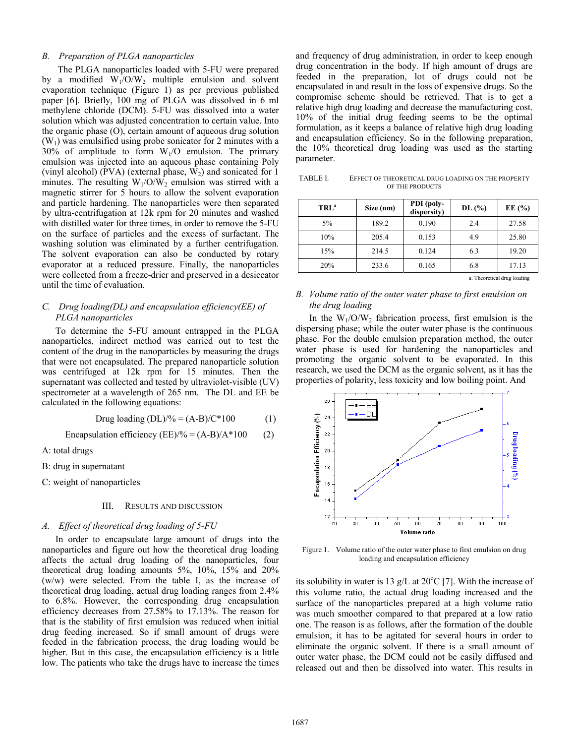## B. Preparation of PLGA nanoparticles

The PLGA nanoparticles loaded with 5-FU were prepared by a modified $W_1/O/W_2$ multiple emulsion and solvent evaporation technique (Figure 1) as per previous published paper [6]. Briefly, 100 mg of PLGA was dissolved in 6 ml methylene chloride (DCM). 5-FU was dissolved into a water solution which was adjusted concentration to certain value. Into the organic phase (O), certain amount of aqueous drug solution ($W_1$) was emulsified using probe sonicator for 2 minutes with a 30% of amplitude to form $W_1/O$ emulsion. The primary emulsion was injected into an aqueous phase containing Poly (vinyl alcohol) (PVA) (external phase, $W_2$) and sonicated for 1 minutes. The resulting $W_1/O/W_2$ emulsion was stirred with a magnetic stirrer for 5 hours to allow the solvent evaporation and particle hardening. The nanoparticles were then separated by ultra-centrifugation at 12k rpm for 20 minutes and washed with distilled water for three times, in order to remove the 5-FU on the surface of particles and the excess of surfactant. The washing solution was eliminated by a further centrifugation. The solvent evaporation can also be conducted by rotary evaporator at a reduced pressure. Finally, the nanoparticles were collected from a freeze-drier and preserved in a desiccator until the time of evaluation.

## C. Drug loading(DL) and encapsulation efficiency(EE) of PLGA nanoparticles

To determine the 5-FU amount entrapped in the PLGA nanoparticles, indirect method was carried out to test the content of the drug in the nanoparticles by measuring the drugs that were not encapsulated. The prepared nanoparticle solution was centrifuged at 12k rpm for 15 minutes. Then the supernatant was collected and tested by ultraviolet-visible (UV) spectrometer at a wavelength of 265 nm. The DL and EE be calculated in the following equations:

$$\text{Drug loading (DL)/\%} = (A-B)/C*100 \qquad (1)$$

$$\text{Encapsulation efficiency (EE)/\%} = (A-B)/A*100 \qquad (2)$$

A: total drugs

B: drug in supernatant

C: weight of nanoparticles

# III. Results and Discussion

## A. Effect of theoretical drug loading of 5-FU

In order to encapsulate large amount of drugs into the nanoparticles and figure out how the theoretical drug loading affects the actual drug loading of the nanoparticles, four theoretical drug loading amounts 5%, 10%, 15% and 20% (w/w) were selected. From the table I, as the increase of theoretical drug loading, actual drug loading ranges from 2.4% to 6.8%. However, the corresponding drug encapsulation efficiency decreases from 27.58% to 17.13%. The reason for that is the stability of first emulsion was reduced when initial drug feeding increased. So if small amount of drugs were feeded in the fabrication process, the drug loading would be higher. But in this case, the encapsulation efficiency is a little low. The patients who take the drugs have to increase the times and frequency of drug administration, in order to keep enough drug concentration in the body. If high amount of drugs are feeded in the preparation, lot of drugs could not be encapsulated in and result in the loss of expensive drugs. So the compromise scheme should be retrieved. That is to get a relative high drug loading and decrease the manufacturing cost. 10% of the initial drug feeding seems to be the optimal formulation, as it keeps a balance of relative high drug loading and encapsulation efficiency. So in the following preparation, the 10% theoretical drug loading was used as the starting parameter.

TABLE I. EFFECT OF THEORETICAL DRUG LOADING ON THE PROPERTY OF THE PRODUCTS

| TRL[a] | Size (nm) | PDI (poly-dispersity) | DL (%) | EE (%) |
|---|---|---|---|---|
| 5% | 189.2 | 0.190 | 2.4 | 27.58 |
| 10% | 205.4 | 0.153 | 4.9 | 25.80 |
| 15% | 214.5 | 0.124 | 6.3 | 19.20 |
| 20% | 233.6 | 0.165 | 6.8 | 17.13 |

a. Theoretical drug loading

## B. Volume ratio of the outer water phase to first emulsion on the drug loading

In the $W_1/O/W_2$ fabrication process, first emulsion is the dispersing phase; while the outer water phase is the continuous phase. For the double emulsion preparation method, the outer water phase is used for hardening the nanoparticles and promoting the organic solvent to be evaporated. In this research, we used the DCM as the organic solvent, as it has the properties of polarity, less toxicity and low boiling point. And its solubility in water is 13 g/L at 20°C [7]. With the increase of this volume ratio, the actual drug loading increased and the surface of the nanoparticles prepared at a high volume ratio was much smoother compared to that prepared at a low ratio one. The reason is as follows, after the formation of the double emulsion, it has to be agitated for several hours in order to eliminate the organic solvent. If there is a small amount of outer water phase, the DCM could not be easily diffused and released out and then be dissolved into water. This results in

Figure 1. Volume ratio of the outer water phase to first emulsion on drug loading and encapsulation efficiency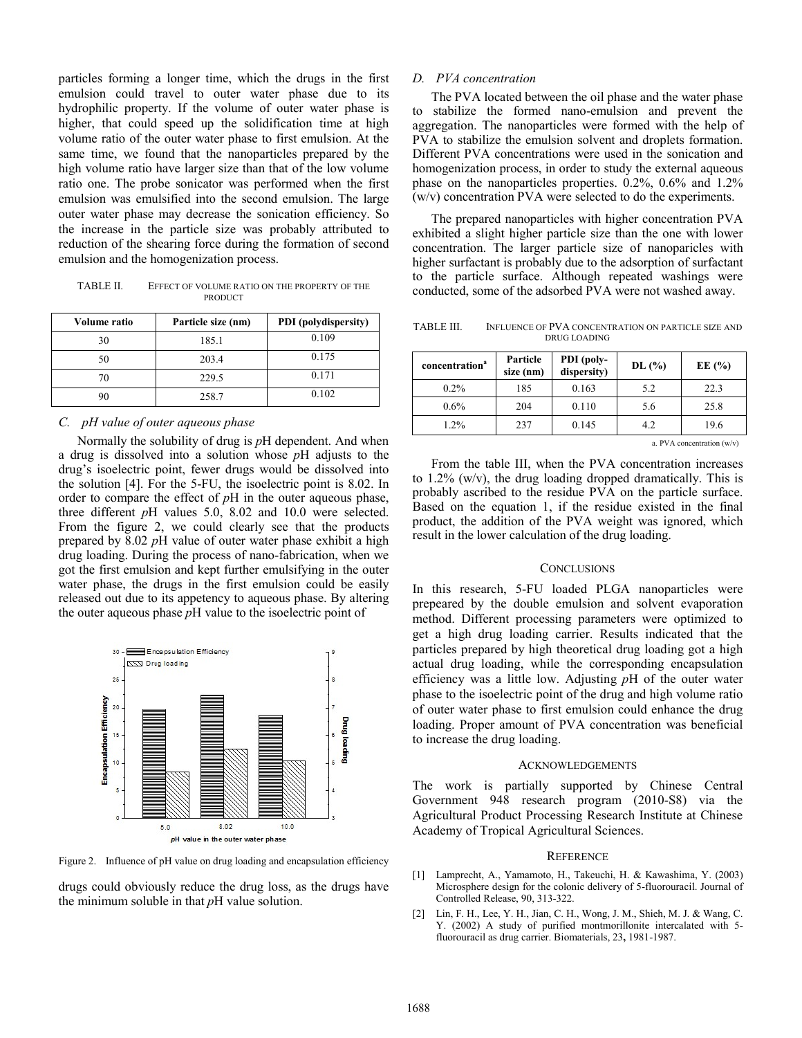particles forming a longer time, which the drugs in the first emulsion could travel to outer water phase due to its hydrophilic property. If the volume of outer water phase is higher, that could speed up the solidification time at high volume ratio of the outer water phase to first emulsion. At the same time, we found that the nanoparticles prepared by the high volume ratio have larger size than that of the low volume ratio one. The probe sonicator was performed when the first emulsion was emulsified into the second emulsion. The large outer water phase may decrease the sonication efficiency. So the increase in the particle size was probably attributed to reduction of the shearing force during the formation of second emulsion and the homogenization process.

TABLE II. EFFECT OF VOLUME RATIO ON THE PROPERTY OF THE PRODUCT

| Volume ratio | Particle size (nm) | PDI (polydispersity) |
|---|---|---|
| 30 | 185.1 | 0.109 |
| 50 | 203.4 | 0.175 |
| 70 | 229.5 | 0.171 |
| 90 | 258.7 | 0.102 |

### C. *p*H value of outer aqueous phase

Normally the solubility of drug is *p*H dependent. And when a drug is dissolved into a solution whose *p*H adjusts to the drug's isoelectric point, fewer drugs would be dissolved into the solution [4]. For the 5-FU, the isoelectric point is 8.02. In order to compare the effect of *p*H in the outer aqueous phase, three different *p*H values 5.0, 8.02 and 10.0 were selected. From the figure 2, we could clearly see that the products prepared by 8.02 *p*H value of outer water phase exhibit a high drug loading. During the process of nano-fabrication, when we got the first emulsion and kept further emulsifying in the outer water phase, the drugs in the first emulsion could be easily released out due to its appetency to aqueous phase. By altering the outer aqueous phase *p*H value to the isoelectric point of drugs could obviously reduce the drug loss, as the drugs have the minimum soluble in that *p*H value solution.

Figure 2. Influence of pH value on drug loading and encapsulation efficiency

### D. PVA concentration

The PVA located between the oil phase and the water phase to stabilize the formed nano-emulsion and prevent the aggregation. The nanoparticles were formed with the help of PVA to stabilize the emulsion solvent and droplets formation. Different PVA concentrations were used in the sonication and homogenization process, in order to study the external aqueous phase on the nanoparticles properties. 0.2%, 0.6% and 1.2% (w/v) concentration PVA were selected to do the experiments.

The prepared nanoparticles with higher concentration PVA exhibited a slight higher particle size than the one with lower concentration. The larger particle size of nanoparicles with higher surfactant is probably due to the adsorption of surfactant to the particle surface. Although repeated washings were conducted, some of the adsorbed PVA were not washed away.

TABLE III. INFLUENCE OF PVA CONCENTRATION ON PARTICLE SIZE AND DRUG LOADING

| concentration[a] | Particle size (nm) | PDI (poly-dispersity) | DL (%) | EE (%) |
|---|---|---|---|---|
| 0.2% | 185 | 0.163 | 5.2 | 22.3 |
| 0.6% | 204 | 0.110 | 5.6 | 25.8 |
| 1.2% | 237 | 0.145 | 4.2 | 19.6 |

a. PVA concentration (w/v)

From the table III, when the PVA concentration increases to 1.2% (w/v), the drug loading dropped dramatically. This is probably ascribed to the residue PVA on the particle surface. Based on the equation 1, if the residue existed in the final product, the addition of the PVA weight was ignored, which result in the lower calculation of the drug loading.

## CONCLUSIONS

In this research, 5-FU loaded PLGA nanoparticles were prepeared by the double emulsion and solvent evaporation method. Different processing parameters were optimized to get a high drug loading carrier. Results indicated that the particles prepared by high theoretical drug loading got a high actual drug loading, while the corresponding encapsulation efficiency was a little low. Adjusting *p*H of the outer water phase to the isoelectric point of the drug and high volume ratio of outer water phase to first emulsion could enhance the drug loading. Proper amount of PVA concentration was beneficial to increase the drug loading.

## ACKNOWLEDGEMENTS

The work is partially supported by Chinese Central Government 948 research program (2010-S8) via the Agricultural Product Processing Research Institute at Chinese Academy of Tropical Agricultural Sciences.

## REFERENCE

[1] Lamprecht, A., Yamamoto, H., Takeuchi, H. & Kawashima, Y. (2003) Microsphere design for the colonic delivery of 5-fluorouracil. Journal of Controlled Release, 90, 313-322.

[2] Lin, F. H., Lee, Y. H., Jian, C. H., Wong, J. M., Shieh, M. J. & Wang, C. Y. (2002) A study of purified montmorillonite intercalated with 5-fluorouracil as drug carrier. Biomaterials, 23**,** 1981-1987.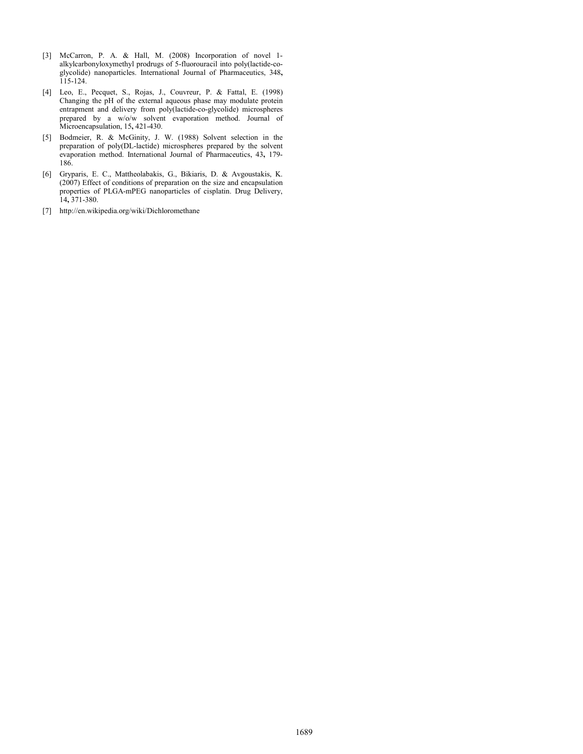[3] McCarron, P. A. & Hall, M. (2008) Incorporation of novel 1-alkylcarbonyloxymethyl prodrugs of 5-fluorouracil into poly(lactide-co-glycolide) nanoparticles. International Journal of Pharmaceutics, 348**,** 115-124.

[4] Leo, E., Pecquet, S., Rojas, J., Couvreur, P. & Fattal, E. (1998) Changing the pH of the external aqueous phase may modulate protein entrapment and delivery from poly(lactide-co-glycolide) microspheres prepared by a w/o/w solvent evaporation method. Journal of Microencapsulation, 15**,** 421-430.

[5] Bodmeier, R. & McGinity, J. W. (1988) Solvent selection in the preparation of poly(DL-lactide) microspheres prepared by the solvent evaporation method. International Journal of Pharmaceutics, 43**,** 179-186.

[6] Gryparis, E. C., Mattheolabakis, G., Bikiaris, D. & Avgoustakis, K. (2007) Effect of conditions of preparation on the size and encapsulation properties of PLGA-mPEG nanoparticles of cisplatin. Drug Delivery, 14**,** 371-380.

[7] http://en.wikipedia.org/wiki/Dichloromethane